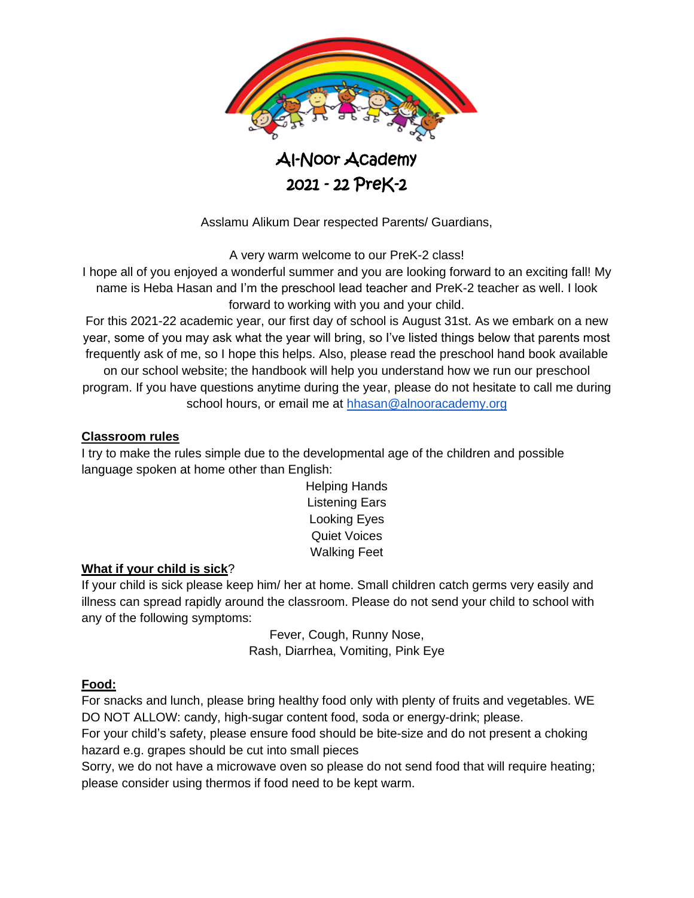# Al-Noor Academy

## 2021 - 22 PreK-2

Asslamu Alikum Dear respected Parents/ Guardians,

A very warm welcome to our PreK-2 class!

I hope all of you enjoyed a wonderful summer and you are looking forward to an exciting fall! My name is Heba Hasan and I'm the preschool lead teacher and PreK-2 teacher as well. I look forward to working with you and your child.

For this 2021-22 academic year, our first day of school is August 31st. As we embark on a new year, some of you may ask what the year will bring, so I've listed things below that parents most frequently ask of me, so I hope this helps. Also, please read the preschool hand book available on our school website; the handbook will help you understand how we run our preschool program. If you have questions anytime during the year, please do not hesitate to call me during school hours, or email me at hhasan@alnooracademy.org

**Classroom rules**

I try to make the rules simple due to the developmental age of the children and possible language spoken at home other than English:

Helping Hands
Listening Ears
Looking Eyes
Quiet Voices
Walking Feet

**What if your child is sick**?

If your child is sick please keep him/ her at home. Small children catch germs very easily and illness can spread rapidly around the classroom. Please do not send your child to school with any of the following symptoms:

Fever, Cough, Runny Nose,
Rash, Diarrhea, Vomiting, Pink Eye

**Food:**

For snacks and lunch, please bring healthy food only with plenty of fruits and vegetables. WE DO NOT ALLOW: candy, high-sugar content food, soda or energy-drink; please.

For your child's safety, please ensure food should be bite-size and do not present a choking hazard e.g. grapes should be cut into small pieces

Sorry, we do not have a microwave oven so please do not send food that will require heating; please consider using thermos if food need to be kept warm.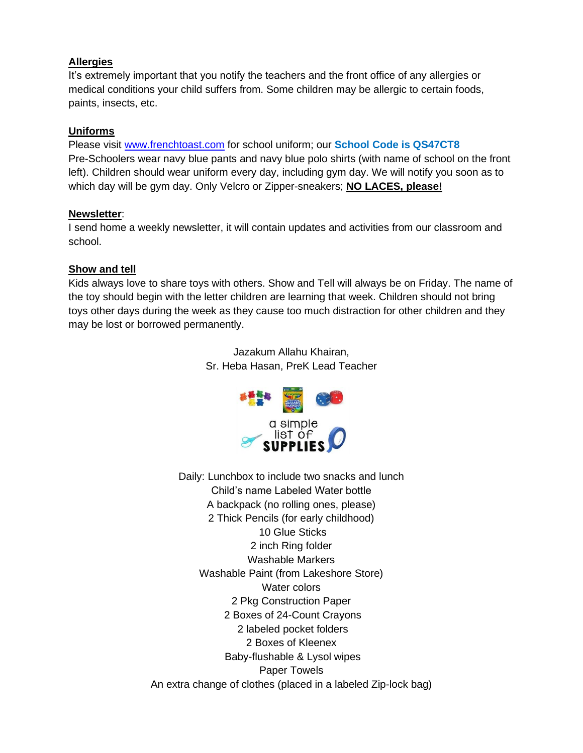**Allergies**

It's extremely important that you notify the teachers and the front office of any allergies or medical conditions your child suffers from. Some children may be allergic to certain foods, paints, insects, etc.

**Uniforms**

Please visit www.frenchtoast.com for school uniform; our **School Code is QS47CT8**
Pre-Schoolers wear navy blue pants and navy blue polo shirts (with name of school on the front left). Children should wear uniform every day, including gym day. We will notify you soon as to which day will be gym day. Only Velcro or Zipper-sneakers; **NO LACES, please!**

**Newsletter**:

I send home a weekly newsletter, it will contain updates and activities from our classroom and school.

**Show and tell**

Kids always love to share toys with others. Show and Tell will always be on Friday. The name of the toy should begin with the letter children are learning that week. Children should not bring toys other days during the week as they cause too much distraction for other children and they may be lost or borrowed permanently.

Jazakum Allahu Khairan,
Sr. Heba Hasan, PreK Lead Teacher

a simple list of SUPPLIES

Daily: Lunchbox to include two snacks and lunch
Child's name Labeled Water bottle
A backpack (no rolling ones, please)
2 Thick Pencils (for early childhood)
10 Glue Sticks
2 inch Ring folder
Washable Markers
Washable Paint (from Lakeshore Store)
Water colors
2 Pkg Construction Paper
2 Boxes of 24-Count Crayons
2 labeled pocket folders
2 Boxes of Kleenex
Baby-flushable & Lysol wipes
Paper Towels
An extra change of clothes (placed in a labeled Zip-lock bag)